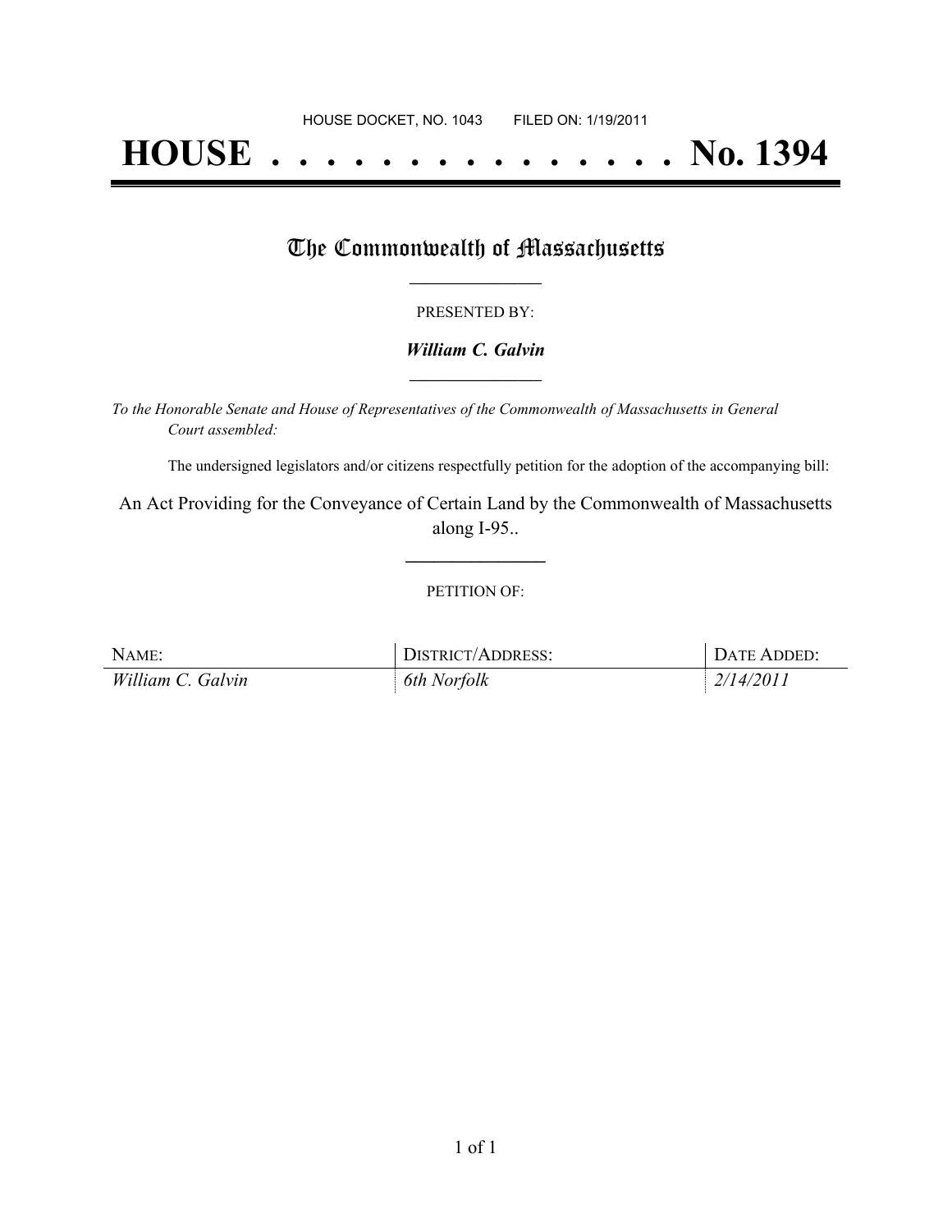HOUSE DOCKET, NO. 1043 FILED ON: 1/19/2011

# HOUSE . . . . . . . . . . . . . . . No. 1394

## The Commonwealth of Massachusetts

PRESENTED BY:

***William C. Galvin***

*To the Honorable Senate and House of Representatives of the Commonwealth of Massachusetts in General Court assembled:*

The undersigned legislators and/or citizens respectfully petition for the adoption of the accompanying bill:

An Act Providing for the Conveyance of Certain Land by the Commonwealth of Massachusetts along I-95..

PETITION OF:

| NAME: | DISTRICT/ADDRESS: | DATE ADDED: |
|---|---|---|
| *William C. Galvin* | *6th Norfolk* | *2/14/2011* |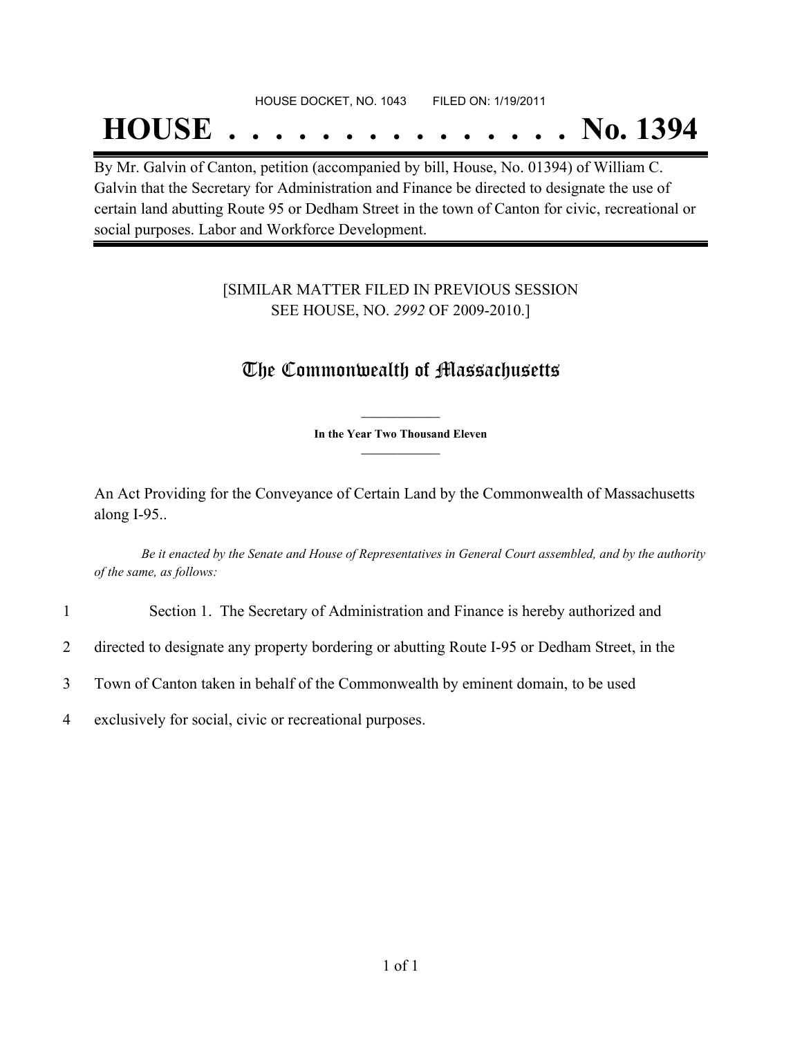HOUSE DOCKET, NO. 1043 FILED ON: 1/19/2011

# HOUSE . . . . . . . . . . . . . . . No. 1394

By Mr. Galvin of Canton, petition (accompanied by bill, House, No. 01394) of William C. Galvin that the Secretary for Administration and Finance be directed to designate the use of certain land abutting Route 95 or Dedham Street in the town of Canton for civic, recreational or social purposes. Labor and Workforce Development.

[SIMILAR MATTER FILED IN PREVIOUS SESSION SEE HOUSE, NO. *2992* OF 2009-2010.]

## The Commonwealth of Massachusetts

**In the Year Two Thousand Eleven**

An Act Providing for the Conveyance of Certain Land by the Commonwealth of Massachusetts along I-95..

*Be it enacted by the Senate and House of Representatives in General Court assembled, and by the authority of the same, as follows:*

1 Section 1. The Secretary of Administration and Finance is hereby authorized and
2 directed to designate any property bordering or abutting Route I-95 or Dedham Street, in the
3 Town of Canton taken in behalf of the Commonwealth by eminent domain, to be used
4 exclusively for social, civic or recreational purposes.